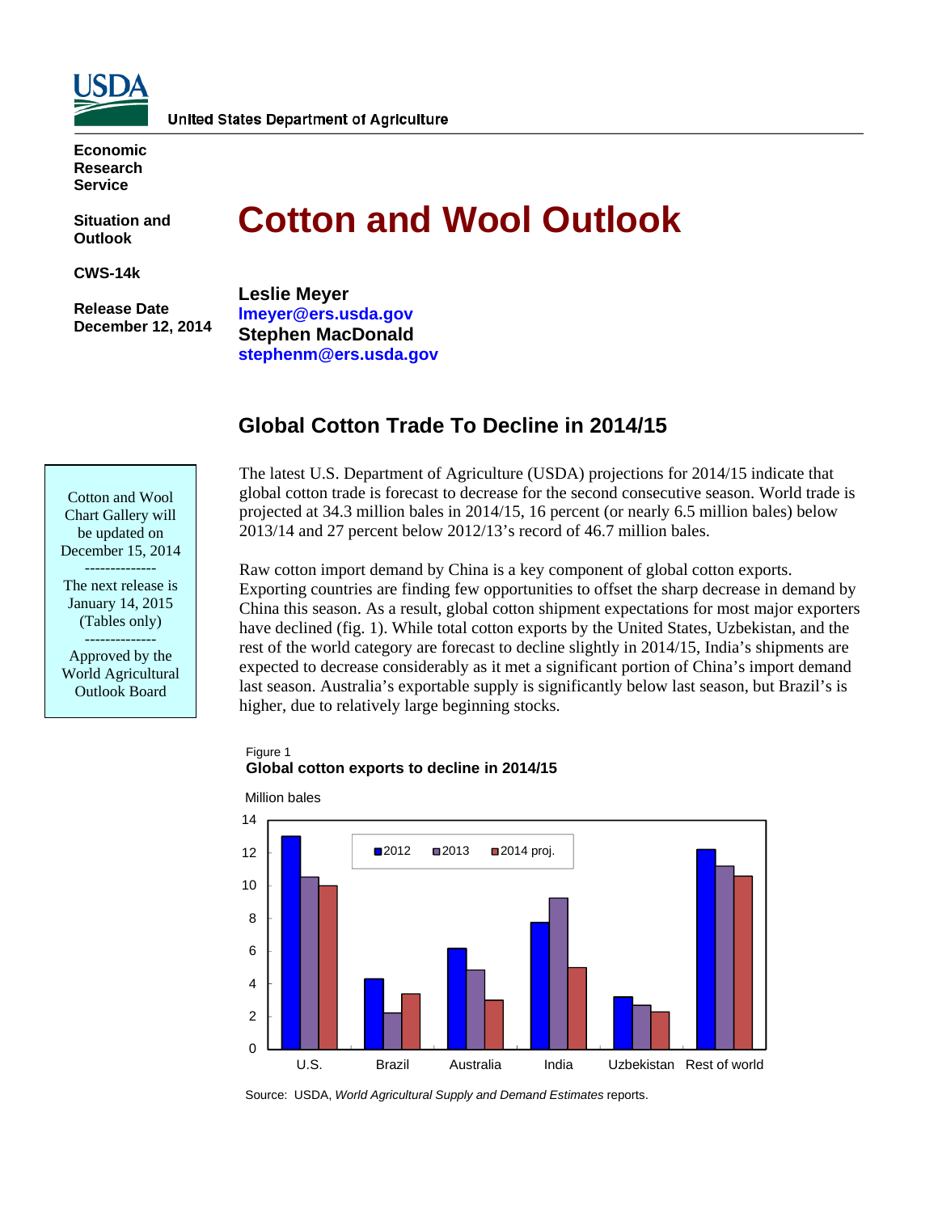United States Department of Agriculture

**Economic Research Service**

**Situation and Outlook**

**CWS-14k**

**Release Date December 12, 2014**

# Cotton and Wool Outlook

**Leslie Meyer**
**lmeyer@ers.usda.gov**
**Stephen MacDonald**
**stephenm@ers.usda.gov**

Cotton and Wool Chart Gallery will be updated on December 15, 2014

--------------

The next release is January 14, 2015 (Tables only)

--------------

Approved by the World Agricultural Outlook Board

## Global Cotton Trade To Decline in 2014/15

The latest U.S. Department of Agriculture (USDA) projections for 2014/15 indicate that global cotton trade is forecast to decrease for the second consecutive season. World trade is projected at 34.3 million bales in 2014/15, 16 percent (or nearly 6.5 million bales) below 2013/14 and 27 percent below 2012/13's record of 46.7 million bales.

Raw cotton import demand by China is a key component of global cotton exports. Exporting countries are finding few opportunities to offset the sharp decrease in demand by China this season. As a result, global cotton shipment expectations for most major exporters have declined (fig. 1). While total cotton exports by the United States, Uzbekistan, and the rest of the world category are forecast to decline slightly in 2014/15, India's shipments are expected to decrease considerably as it met a significant portion of China's import demand last season. Australia's exportable supply is significantly below last season, but Brazil's is higher, due to relatively large beginning stocks.

Figure 1
**Global cotton exports to decline in 2014/15**

Million bales

| | 2012 | 2013 | 2014 proj. |
|---|---|---|---|
| U.S. | 13.0 | 10.5 | 10.0 |
| Brazil | 4.3 | 2.2 | 3.4 |
| Australia | 6.2 | 4.8 | 3.0 |
| India | 7.7 | 9.2 | 5.0 |
| Uzbekistan | 3.2 | 2.7 | 2.3 |
| Rest of world | 12.2 | 11.2 | 10.6 |

Source: USDA, *World Agricultural Supply and Demand Estimates* reports.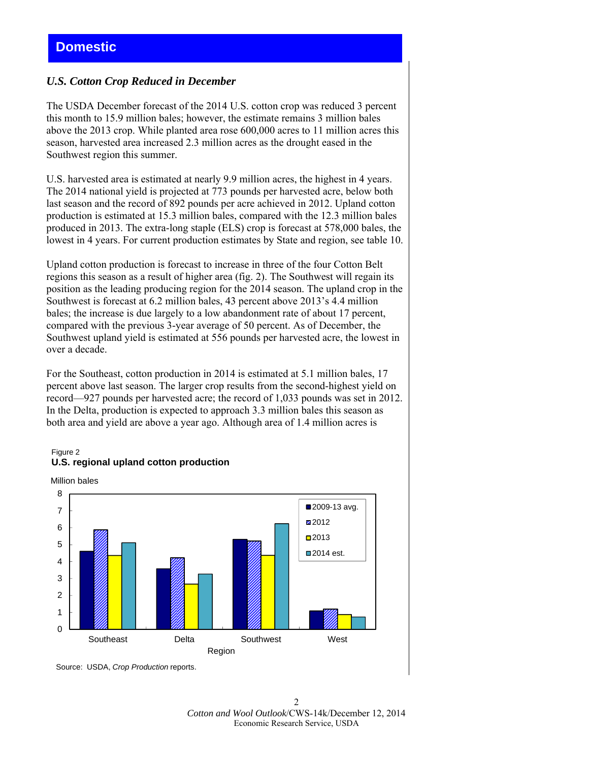# Domestic

### *U.S. Cotton Crop Reduced in December*

The USDA December forecast of the 2014 U.S. cotton crop was reduced 3 percent this month to 15.9 million bales; however, the estimate remains 3 million bales above the 2013 crop. While planted area rose 600,000 acres to 11 million acres this season, harvested area increased 2.3 million acres as the drought eased in the Southwest region this summer.

U.S. harvested area is estimated at nearly 9.9 million acres, the highest in 4 years. The 2014 national yield is projected at 773 pounds per harvested acre, below both last season and the record of 892 pounds per acre achieved in 2012. Upland cotton production is estimated at 15.3 million bales, compared with the 12.3 million bales produced in 2013. The extra-long staple (ELS) crop is forecast at 578,000 bales, the lowest in 4 years. For current production estimates by State and region, see table 10.

Upland cotton production is forecast to increase in three of the four Cotton Belt regions this season as a result of higher area (fig. 2). The Southwest will regain its position as the leading producing region for the 2014 season. The upland crop in the Southwest is forecast at 6.2 million bales, 43 percent above 2013's 4.4 million bales; the increase is due largely to a low abandonment rate of about 17 percent, compared with the previous 3-year average of 50 percent. As of December, the Southwest upland yield is estimated at 556 pounds per harvested acre, the lowest in over a decade.

For the Southeast, cotton production in 2014 is estimated at 5.1 million bales, 17 percent above last season. The larger crop results from the second-highest yield on record—927 pounds per harvested acre; the record of 1,033 pounds was set in 2012. In the Delta, production is expected to approach 3.3 million bales this season as both area and yield are above a year ago. Although area of 1.4 million acres is

Figure 2
**U.S. regional upland cotton production**

Million bales

| Region | 2009-13 avg. | 2012 | 2013 | 2014 est. |
|---|---|---|---|---|
| Southeast | 4.6 | 5.9 | 4.4 | 5.1 |
| Delta | 3.6 | 4.2 | 2.7 | 3.3 |
| Southwest | 5.3 | 5.2 | 4.4 | 6.2 |
| West | 1.1 | 1.2 | 0.9 | 0.7 |

Source: USDA, *Crop Production* reports.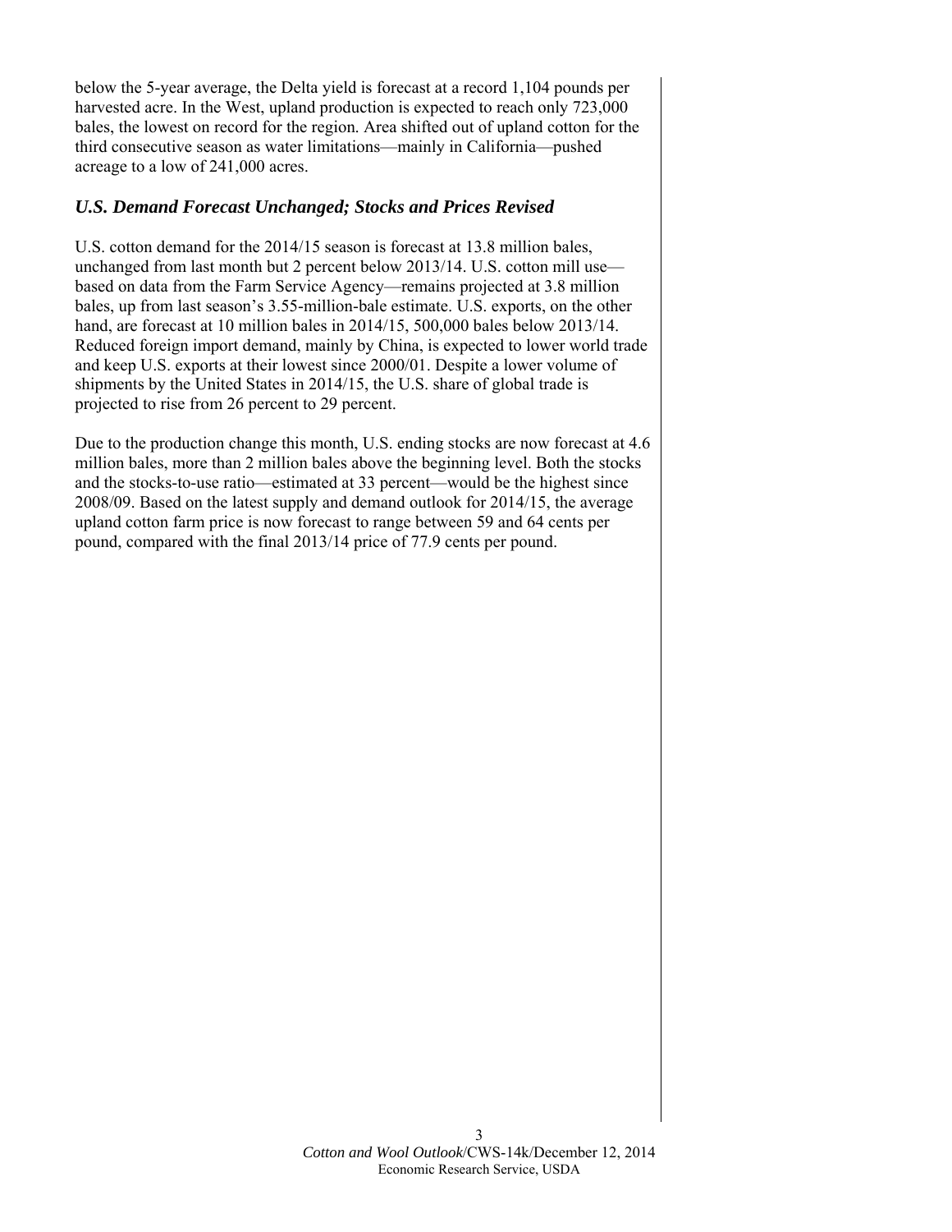below the 5-year average, the Delta yield is forecast at a record 1,104 pounds per harvested acre. In the West, upland production is expected to reach only 723,000 bales, the lowest on record for the region. Area shifted out of upland cotton for the third consecutive season as water limitations—mainly in California—pushed acreage to a low of 241,000 acres.

### *U.S. Demand Forecast Unchanged; Stocks and Prices Revised*

U.S. cotton demand for the 2014/15 season is forecast at 13.8 million bales, unchanged from last month but 2 percent below 2013/14. U.S. cotton mill use—based on data from the Farm Service Agency—remains projected at 3.8 million bales, up from last season's 3.55-million-bale estimate. U.S. exports, on the other hand, are forecast at 10 million bales in 2014/15, 500,000 bales below 2013/14. Reduced foreign import demand, mainly by China, is expected to lower world trade and keep U.S. exports at their lowest since 2000/01. Despite a lower volume of shipments by the United States in 2014/15, the U.S. share of global trade is projected to rise from 26 percent to 29 percent.

Due to the production change this month, U.S. ending stocks are now forecast at 4.6 million bales, more than 2 million bales above the beginning level. Both the stocks and the stocks-to-use ratio—estimated at 33 percent—would be the highest since 2008/09. Based on the latest supply and demand outlook for 2014/15, the average upland cotton farm price is now forecast to range between 59 and 64 cents per pound, compared with the final 2013/14 price of 77.9 cents per pound.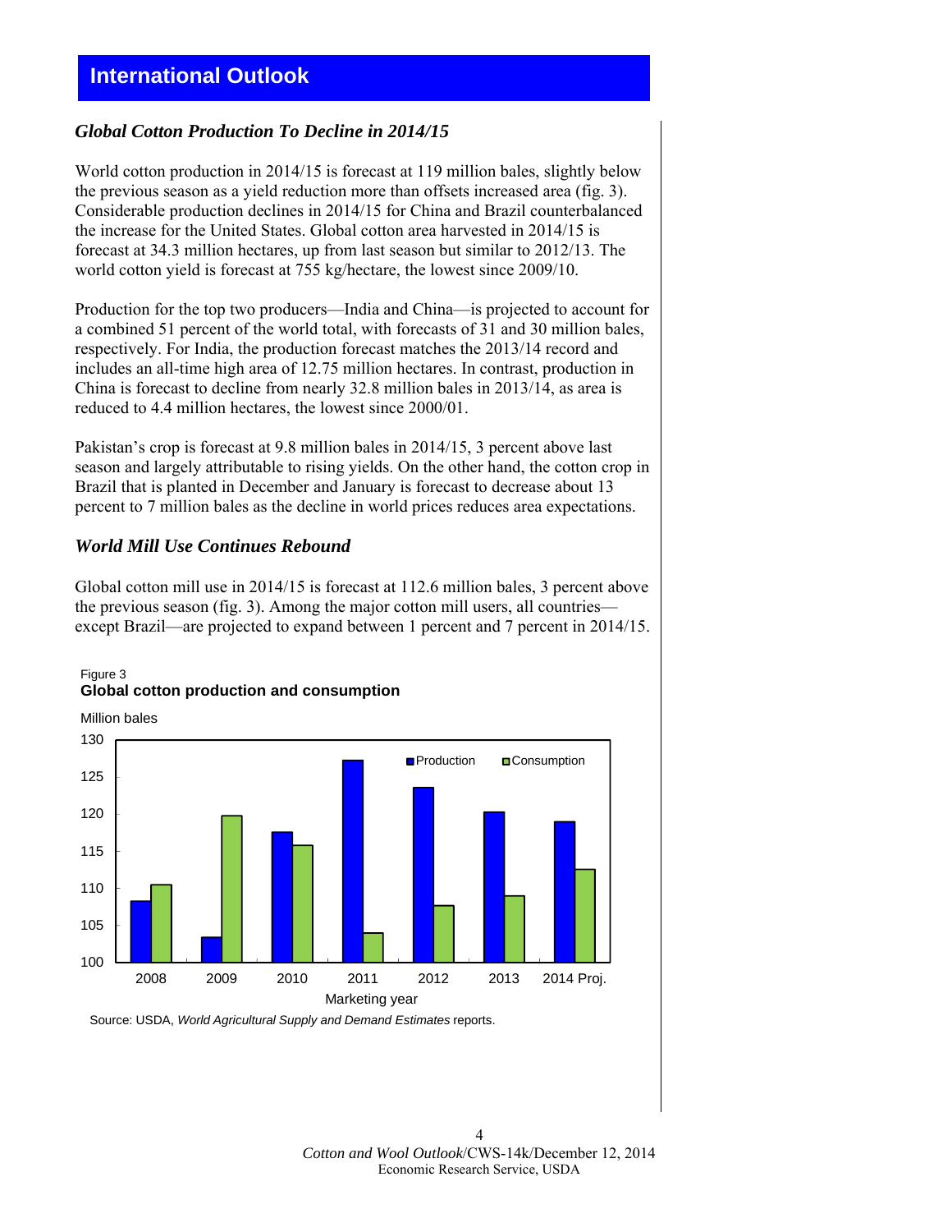# International Outlook

## Global Cotton Production To Decline in 2014/15

World cotton production in 2014/15 is forecast at 119 million bales, slightly below the previous season as a yield reduction more than offsets increased area (fig. 3). Considerable production declines in 2014/15 for China and Brazil counterbalanced the increase for the United States. Global cotton area harvested in 2014/15 is forecast at 34.3 million hectares, up from last season but similar to 2012/13. The world cotton yield is forecast at 755 kg/hectare, the lowest since 2009/10.

Production for the top two producers—India and China—is projected to account for a combined 51 percent of the world total, with forecasts of 31 and 30 million bales, respectively. For India, the production forecast matches the 2013/14 record and includes an all-time high area of 12.75 million hectares. In contrast, production in China is forecast to decline from nearly 32.8 million bales in 2013/14, as area is reduced to 4.4 million hectares, the lowest since 2000/01.

Pakistan's crop is forecast at 9.8 million bales in 2014/15, 3 percent above last season and largely attributable to rising yields. On the other hand, the cotton crop in Brazil that is planted in December and January is forecast to decrease about 13 percent to 7 million bales as the decline in world prices reduces area expectations.

## World Mill Use Continues Rebound

Global cotton mill use in 2014/15 is forecast at 112.6 million bales, 3 percent above the previous season (fig. 3). Among the major cotton mill users, all countries—except Brazil—are projected to expand between 1 percent and 7 percent in 2014/15.

Figure 3
**Global cotton production and consumption**

Million bales

| Marketing year | Production | Consumption |
|---|---|---|
| 2008 | 108.3 | 110.5 |
| 2009 | 103.4 | 119.8 |
| 2010 | 117.5 | 115.8 |
| 2011 | 127.3 | 104.0 |
| 2012 | 123.6 | 107.7 |
| 2013 | 120.3 | 109.0 |
| 2014 Proj. | 119.0 | 112.6 |

Source: USDA, *World Agricultural Supply and Demand Estimates* reports.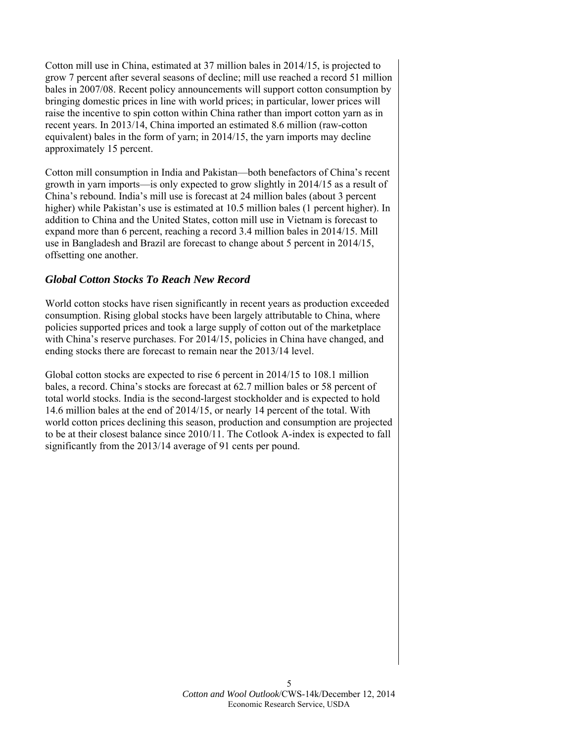Cotton mill use in China, estimated at 37 million bales in 2014/15, is projected to grow 7 percent after several seasons of decline; mill use reached a record 51 million bales in 2007/08. Recent policy announcements will support cotton consumption by bringing domestic prices in line with world prices; in particular, lower prices will raise the incentive to spin cotton within China rather than import cotton yarn as in recent years. In 2013/14, China imported an estimated 8.6 million (raw-cotton equivalent) bales in the form of yarn; in 2014/15, the yarn imports may decline approximately 15 percent.

Cotton mill consumption in India and Pakistan—both benefactors of China's recent growth in yarn imports—is only expected to grow slightly in 2014/15 as a result of China's rebound. India's mill use is forecast at 24 million bales (about 3 percent higher) while Pakistan's use is estimated at 10.5 million bales (1 percent higher). In addition to China and the United States, cotton mill use in Vietnam is forecast to expand more than 6 percent, reaching a record 3.4 million bales in 2014/15. Mill use in Bangladesh and Brazil are forecast to change about 5 percent in 2014/15, offsetting one another.

### *Global Cotton Stocks To Reach New Record*

World cotton stocks have risen significantly in recent years as production exceeded consumption. Rising global stocks have been largely attributable to China, where policies supported prices and took a large supply of cotton out of the marketplace with China's reserve purchases. For 2014/15, policies in China have changed, and ending stocks there are forecast to remain near the 2013/14 level.

Global cotton stocks are expected to rise 6 percent in 2014/15 to 108.1 million bales, a record. China's stocks are forecast at 62.7 million bales or 58 percent of total world stocks. India is the second-largest stockholder and is expected to hold 14.6 million bales at the end of 2014/15, or nearly 14 percent of the total. With world cotton prices declining this season, production and consumption are projected to be at their closest balance since 2010/11. The Cotlook A-index is expected to fall significantly from the 2013/14 average of 91 cents per pound.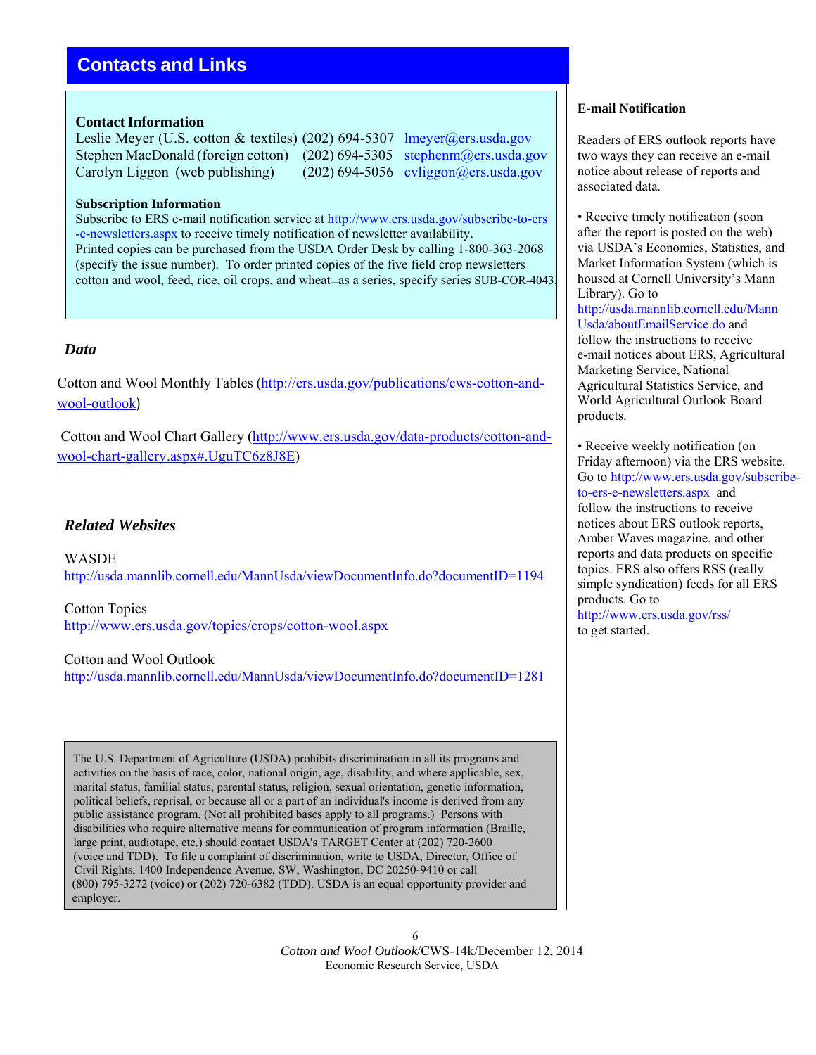## Contacts and Links

**Contact Information**

Leslie Meyer (U.S. cotton & textiles) (202) 694-5307 lmeyer@ers.usda.gov
Stephen MacDonald (foreign cotton) (202) 694-5305 stephenm@ers.usda.gov
Carolyn Liggon (web publishing) (202) 694-5056 cvliggon@ers.usda.gov

**Subscription Information**

Subscribe to ERS e-mail notification service at http://www.ers.usda.gov/subscribe-to-ers-e-newsletters.aspx to receive timely notification of newsletter availability.
Printed copies can be purchased from the USDA Order Desk by calling 1-800-363-2068 (specify the issue number). To order printed copies of the five field crop newsletters—cotton and wool, feed, rice, oil crops, and wheat—as a series, specify series SUB-COR-4043.

### *Data*

Cotton and Wool Monthly Tables (http://ers.usda.gov/publications/cws-cotton-and-wool-outlook)

Cotton and Wool Chart Gallery (http://www.ers.usda.gov/data-products/cotton-and-wool-chart-gallery.aspx#.UguTC6z8J8E)

### *Related Websites*

WASDE
http://usda.mannlib.cornell.edu/MannUsda/viewDocumentInfo.do?documentID=1194

Cotton Topics
http://www.ers.usda.gov/topics/crops/cotton-wool.aspx

Cotton and Wool Outlook
http://usda.mannlib.cornell.edu/MannUsda/viewDocumentInfo.do?documentID=1281

The U.S. Department of Agriculture (USDA) prohibits discrimination in all its programs and activities on the basis of race, color, national origin, age, disability, and where applicable, sex, marital status, familial status, parental status, religion, sexual orientation, genetic information, political beliefs, reprisal, or because all or a part of an individual's income is derived from any public assistance program. (Not all prohibited bases apply to all programs.) Persons with disabilities who require alternative means for communication of program information (Braille, large print, audiotape, etc.) should contact USDA's TARGET Center at (202) 720-2600 (voice and TDD). To file a complaint of discrimination, write to USDA, Director, Office of Civil Rights, 1400 Independence Avenue, SW, Washington, DC 20250-9410 or call (800) 795-3272 (voice) or (202) 720-6382 (TDD). USDA is an equal opportunity provider and employer.

**E-mail Notification**

Readers of ERS outlook reports have two ways they can receive an e-mail notice about release of reports and associated data.

- Receive timely notification (soon after the report is posted on the web) via USDA's Economics, Statistics, and Market Information System (which is housed at Cornell University's Mann Library). Go to http://usda.mannlib.cornell.edu/MannUsda/aboutEmailService.do and follow the instructions to receive e-mail notices about ERS, Agricultural Marketing Service, National Agricultural Statistics Service, and World Agricultural Outlook Board products.

- Receive weekly notification (on Friday afternoon) via the ERS website. Go to http://www.ers.usda.gov/subscribe-to-ers-e-newsletters.aspx and follow the instructions to receive notices about ERS outlook reports, Amber Waves magazine, and other reports and data products on specific topics. ERS also offers RSS (really simple syndication) feeds for all ERS products. Go to http://www.ers.usda.gov/rss/ to get started.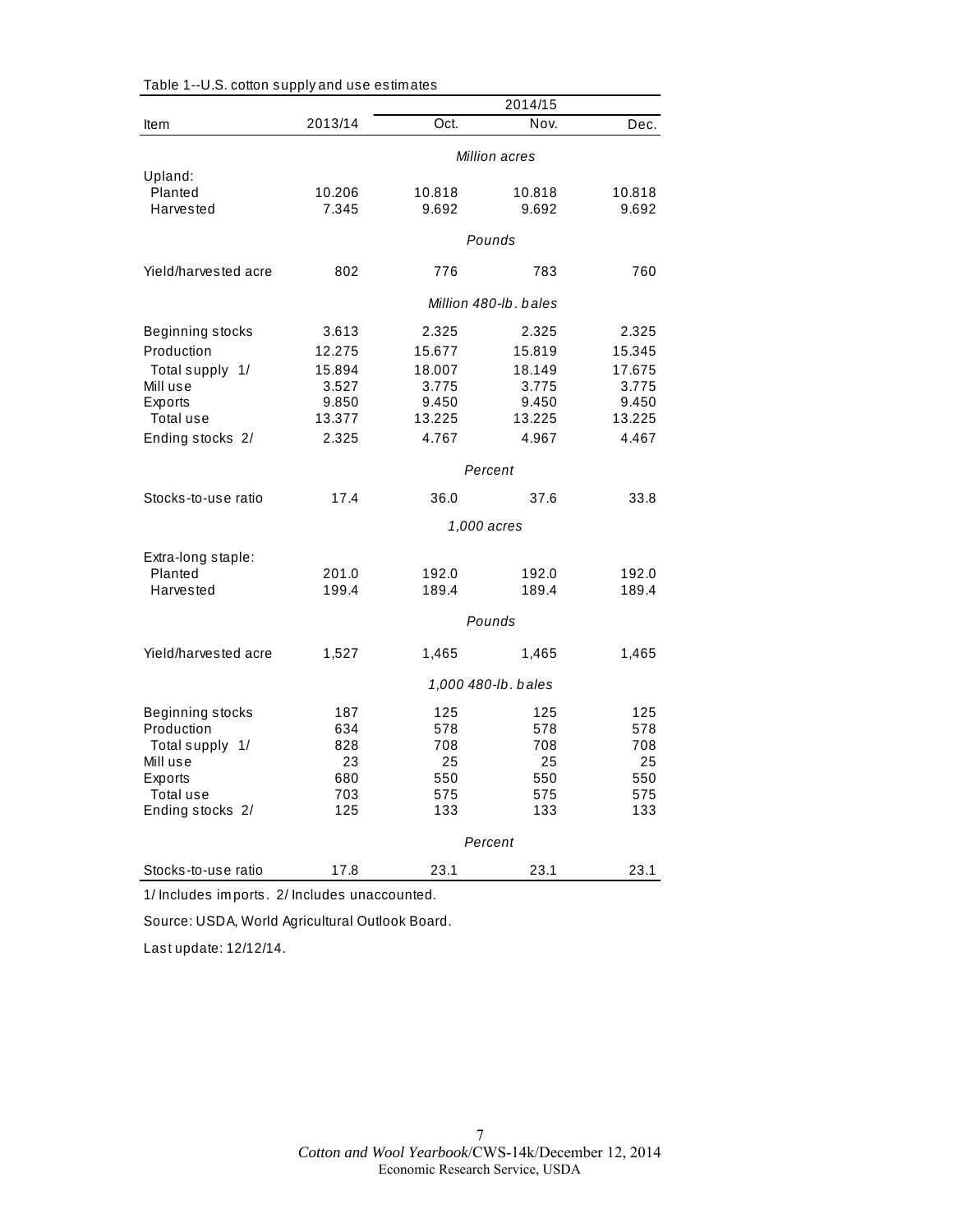Table 1--U.S. cotton supply and use estimates

| Item | 2013/14 | 2014/15 | | |
|---|---|---|---|---|
| | | Oct. | Nov. | Dec. |
| | | *Million acres* | | |
| Upland: | | | | |
| Planted | 10.206 | 10.818 | 10.818 | 10.818 |
| Harvested | 7.345 | 9.692 | 9.692 | 9.692 |
| | | *Pounds* | | |
| Yield/harvested acre | 802 | 776 | 783 | 760 |
| | | *Million 480-lb. bales* | | |
| Beginning stocks | 3.613 | 2.325 | 2.325 | 2.325 |
| Production | 12.275 | 15.677 | 15.819 | 15.345 |
| Total supply 1/ | 15.894 | 18.007 | 18.149 | 17.675 |
| Mill use | 3.527 | 3.775 | 3.775 | 3.775 |
| Exports | 9.850 | 9.450 | 9.450 | 9.450 |
| Total use | 13.377 | 13.225 | 13.225 | 13.225 |
| Ending stocks 2/ | 2.325 | 4.767 | 4.967 | 4.467 |
| | | *Percent* | | |
| Stocks-to-use ratio | 17.4 | 36.0 | 37.6 | 33.8 |
| | | *1,000 acres* | | |
| Extra-long staple: | | | | |
| Planted | 201.0 | 192.0 | 192.0 | 192.0 |
| Harvested | 199.4 | 189.4 | 189.4 | 189.4 |
| | | *Pounds* | | |
| Yield/harvested acre | 1,527 | 1,465 | 1,465 | 1,465 |
| | | *1,000 480-lb. bales* | | |
| Beginning stocks | 187 | 125 | 125 | 125 |
| Production | 634 | 578 | 578 | 578 |
| Total supply 1/ | 828 | 708 | 708 | 708 |
| Mill use | 23 | 25 | 25 | 25 |
| Exports | 680 | 550 | 550 | 550 |
| Total use | 703 | 575 | 575 | 575 |
| Ending stocks 2/ | 125 | 133 | 133 | 133 |
| | | *Percent* | | |
| Stocks-to-use ratio | 17.8 | 23.1 | 23.1 | 23.1 |

1/ Includes imports. 2/ Includes unaccounted.

Source: USDA, World Agricultural Outlook Board.

Last update: 12/12/14.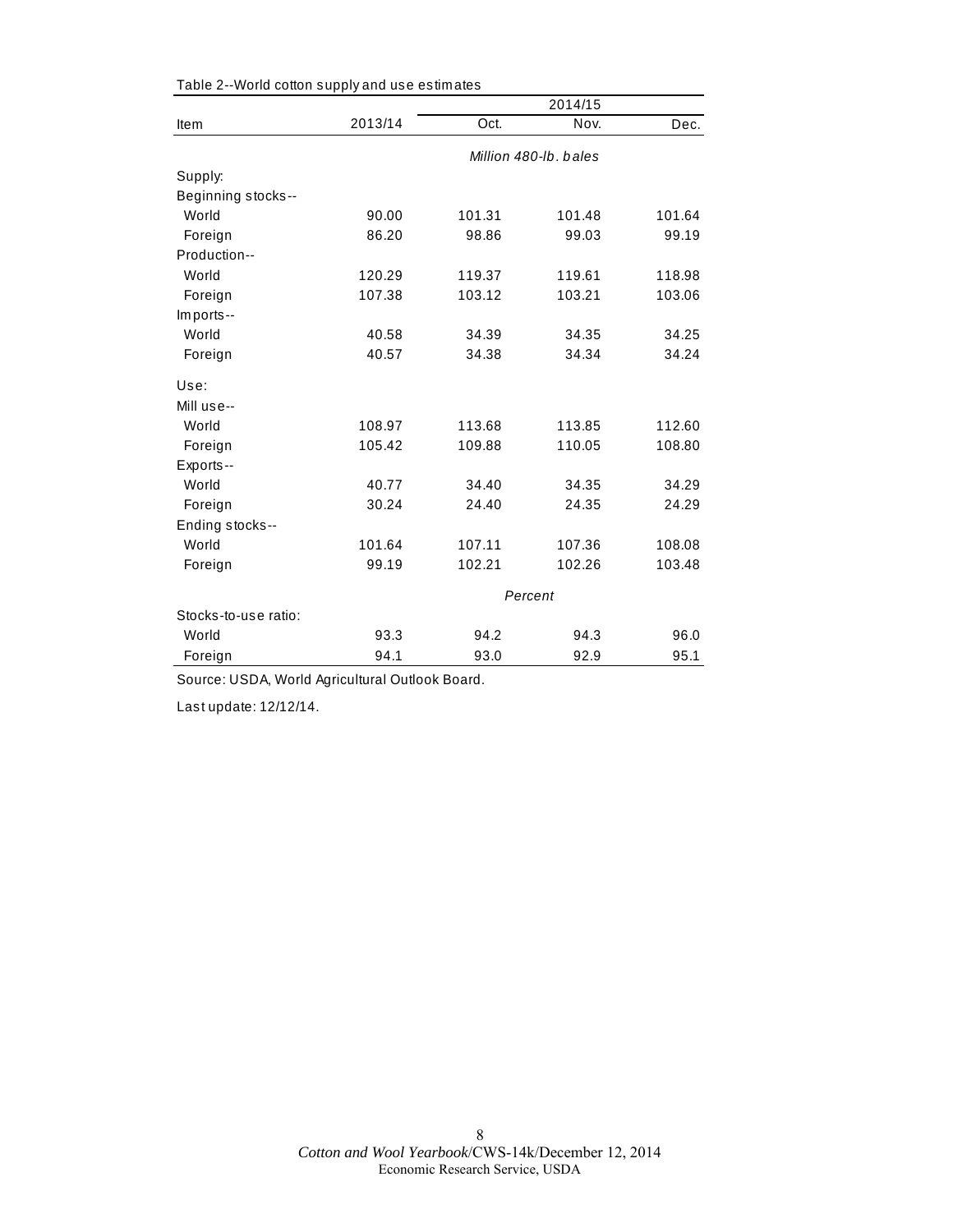Table 2--World cotton supply and use estimates

| Item | 2013/14 | 2014/15 | | |
|---|---|---|---|---|
| | | Oct. | Nov. | Dec. |
| | | *Million 480-lb. bales* | | |
| Supply: | | | | |
| Beginning stocks-- | | | | |
| World | 90.00 | 101.31 | 101.48 | 101.64 |
| Foreign | 86.20 | 98.86 | 99.03 | 99.19 |
| Production-- | | | | |
| World | 120.29 | 119.37 | 119.61 | 118.98 |
| Foreign | 107.38 | 103.12 | 103.21 | 103.06 |
| Imports-- | | | | |
| World | 40.58 | 34.39 | 34.35 | 34.25 |
| Foreign | 40.57 | 34.38 | 34.34 | 34.24 |
| Use: | | | | |
| Mill use-- | | | | |
| World | 108.97 | 113.68 | 113.85 | 112.60 |
| Foreign | 105.42 | 109.88 | 110.05 | 108.80 |
| Exports-- | | | | |
| World | 40.77 | 34.40 | 34.35 | 34.29 |
| Foreign | 30.24 | 24.40 | 24.35 | 24.29 |
| Ending stocks-- | | | | |
| World | 101.64 | 107.11 | 107.36 | 108.08 |
| Foreign | 99.19 | 102.21 | 102.26 | 103.48 |
| | | *Percent* | | |
| Stocks-to-use ratio: | | | | |
| World | 93.3 | 94.2 | 94.3 | 96.0 |
| Foreign | 94.1 | 93.0 | 92.9 | 95.1 |

Source: USDA, World Agricultural Outlook Board.

Last update: 12/12/14.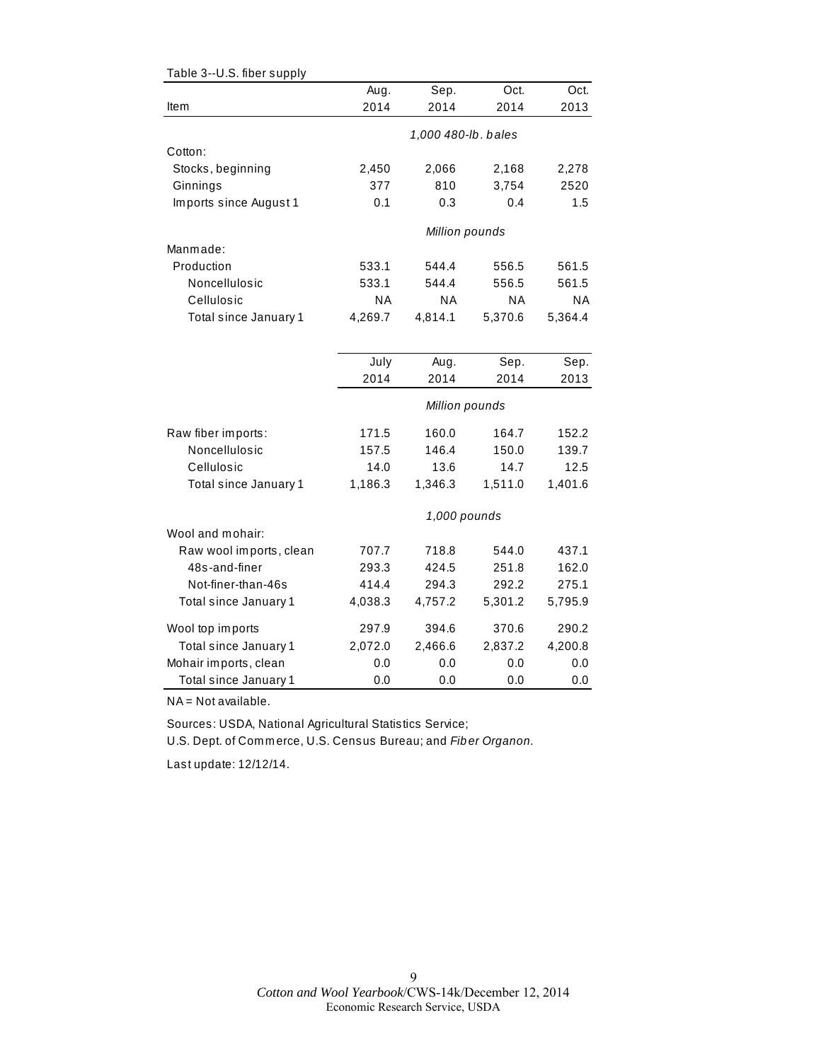Table 3--U.S. fiber supply

| Item | Aug. 2014 | Sep. 2014 | Oct. 2014 | Oct. 2013 |
|---|---|---|---|---|
| | *1,000 480-lb. bales* | | | |
| Cotton: | | | | |
| Stocks, beginning | 2,450 | 2,066 | 2,168 | 2,278 |
| Ginnings | 377 | 810 | 3,754 | 2520 |
| Imports since August 1 | 0.1 | 0.3 | 0.4 | 1.5 |
| | *Million pounds* | | | |
| Manmade: | | | | |
| Production | 533.1 | 544.4 | 556.5 | 561.5 |
| Noncellulosic | 533.1 | 544.4 | 556.5 | 561.5 |
| Cellulosic | NA | NA | NA | NA |
| Total since January 1 | 4,269.7 | 4,814.1 | 5,370.6 | 5,364.4 |

| Item | July 2014 | Aug. 2014 | Sep. 2014 | Sep. 2013 |
|---|---|---|---|---|
| | *Million pounds* | | | |
| Raw fiber imports: | 171.5 | 160.0 | 164.7 | 152.2 |
| Noncellulosic | 157.5 | 146.4 | 150.0 | 139.7 |
| Cellulosic | 14.0 | 13.6 | 14.7 | 12.5 |
| Total since January 1 | 1,186.3 | 1,346.3 | 1,511.0 | 1,401.6 |
| | *1,000 pounds* | | | |
| Wool and mohair: | | | | |
| Raw wool imports, clean | 707.7 | 718.8 | 544.0 | 437.1 |
| 48s-and-finer | 293.3 | 424.5 | 251.8 | 162.0 |
| Not-finer-than-46s | 414.4 | 294.3 | 292.2 | 275.1 |
| Total since January 1 | 4,038.3 | 4,757.2 | 5,301.2 | 5,795.9 |
| Wool top imports | 297.9 | 394.6 | 370.6 | 290.2 |
| Total since January 1 | 2,072.0 | 2,466.6 | 2,837.2 | 4,200.8 |
| Mohair imports, clean | 0.0 | 0.0 | 0.0 | 0.0 |
| Total since January 1 | 0.0 | 0.0 | 0.0 | 0.0 |

NA = Not available.

Sources: USDA, National Agricultural Statistics Service;
U.S. Dept. of Commerce, U.S. Census Bureau; and *Fiber Organon*.

Last update: 12/12/14.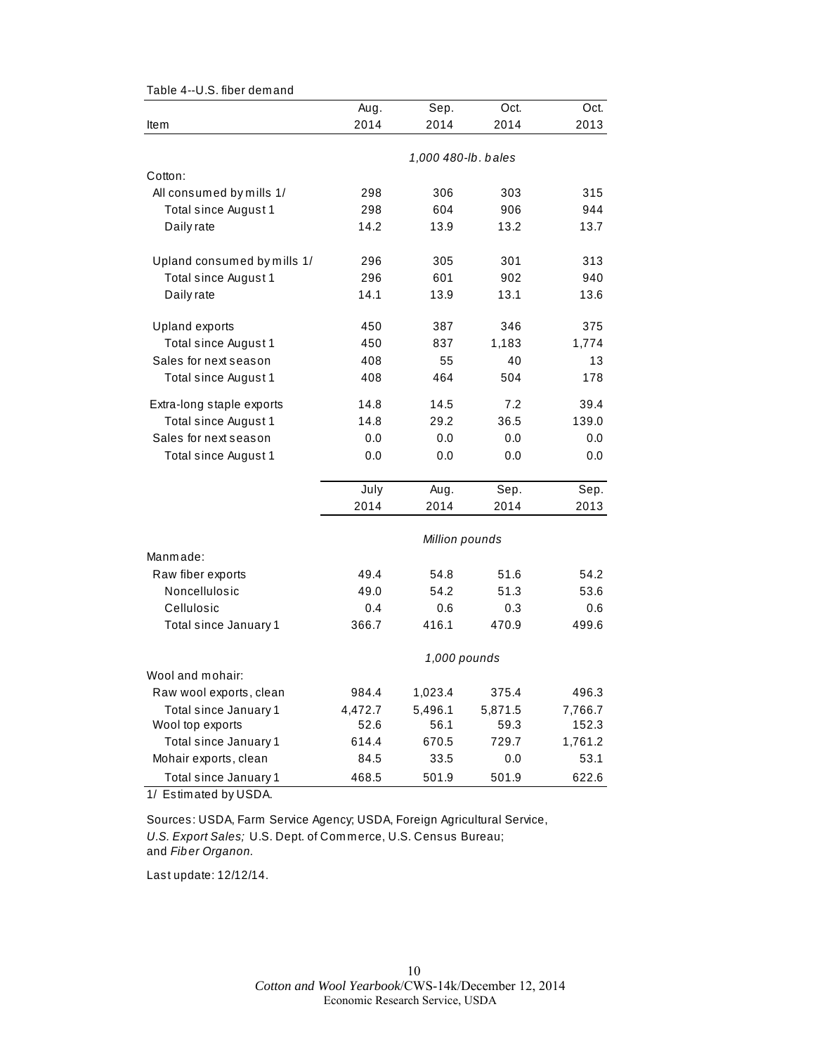Table 4--U.S. fiber demand

| Item | Aug. 2014 | Sep. 2014 | Oct. 2014 | Oct. 2013 |
|---|---|---|---|---|
| | *1,000 480-lb. bales* | | | |
| Cotton: | | | | |
| All consumed by mills 1/ | 298 | 306 | 303 | 315 |
| Total since August 1 | 298 | 604 | 906 | 944 |
| Daily rate | 14.2 | 13.9 | 13.2 | 13.7 |
| Upland consumed by mills 1/ | 296 | 305 | 301 | 313 |
| Total since August 1 | 296 | 601 | 902 | 940 |
| Daily rate | 14.1 | 13.9 | 13.1 | 13.6 |
| Upland exports | 450 | 387 | 346 | 375 |
| Total since August 1 | 450 | 837 | 1,183 | 1,774 |
| Sales for next season | 408 | 55 | 40 | 13 |
| Total since August 1 | 408 | 464 | 504 | 178 |
| Extra-long staple exports | 14.8 | 14.5 | 7.2 | 39.4 |
| Total since August 1 | 14.8 | 29.2 | 36.5 | 139.0 |
| Sales for next season | 0.0 | 0.0 | 0.0 | 0.0 |
| Total since August 1 | 0.0 | 0.0 | 0.0 | 0.0 |
| | **July 2014** | **Aug. 2014** | **Sep. 2014** | **Sep. 2013** |
| | *Million pounds* | | | |
| Manmade: | | | | |
| Raw fiber exports | 49.4 | 54.8 | 51.6 | 54.2 |
| Noncellulosic | 49.0 | 54.2 | 51.3 | 53.6 |
| Cellulosic | 0.4 | 0.6 | 0.3 | 0.6 |
| Total since January 1 | 366.7 | 416.1 | 470.9 | 499.6 |
| | *1,000 pounds* | | | |
| Wool and mohair: | | | | |
| Raw wool exports, clean | 984.4 | 1,023.4 | 375.4 | 496.3 |
| Total since January 1 | 4,472.7 | 5,496.1 | 5,871.5 | 7,766.7 |
| Wool top exports | 52.6 | 56.1 | 59.3 | 152.3 |
| Total since January 1 | 614.4 | 670.5 | 729.7 | 1,761.2 |
| Mohair exports, clean | 84.5 | 33.5 | 0.0 | 53.1 |
| Total since January 1 | 468.5 | 501.9 | 501.9 | 622.6 |

1/ Estimated by USDA.

Sources: USDA, Farm Service Agency; USDA, Foreign Agricultural Service, *U.S. Export Sales;* U.S. Dept. of Commerce, U.S. Census Bureau; and *Fiber Organon.*

Last update: 12/12/14.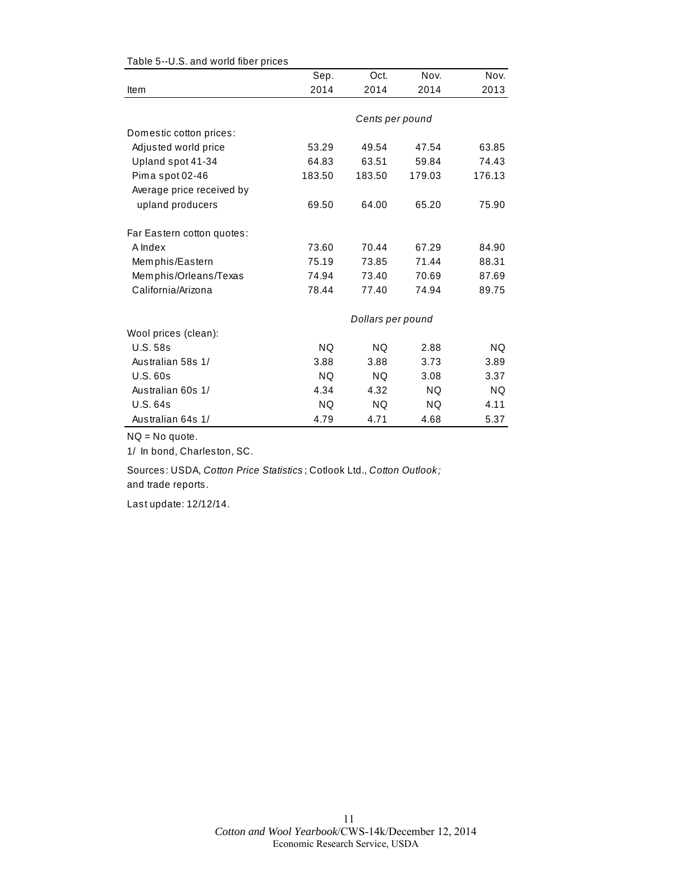Table 5--U.S. and world fiber prices

| Item | Sep. 2014 | Oct. 2014 | Nov. 2014 | Nov. 2013 |
|---|---|---|---|---|
| | *Cents per pound* | | | |
| Domestic cotton prices: | | | | |
| Adjusted world price | 53.29 | 49.54 | 47.54 | 63.85 |
| Upland spot 41-34 | 64.83 | 63.51 | 59.84 | 74.43 |
| Pima spot 02-46 | 183.50 | 183.50 | 179.03 | 176.13 |
| Average price received by upland producers | 69.50 | 64.00 | 65.20 | 75.90 |
| Far Eastern cotton quotes: | | | | |
| A Index | 73.60 | 70.44 | 67.29 | 84.90 |
| Memphis/Eastern | 75.19 | 73.85 | 71.44 | 88.31 |
| Memphis/Orleans/Texas | 74.94 | 73.40 | 70.69 | 87.69 |
| California/Arizona | 78.44 | 77.40 | 74.94 | 89.75 |
| | *Dollars per pound* | | | |
| Wool prices (clean): | | | | |
| U.S. 58s | NQ | NQ | 2.88 | NQ |
| Australian 58s 1/ | 3.88 | 3.88 | 3.73 | 3.89 |
| U.S. 60s | NQ | NQ | 3.08 | 3.37 |
| Australian 60s 1/ | 4.34 | 4.32 | NQ | NQ |
| U.S. 64s | NQ | NQ | NQ | 4.11 |
| Australian 64s 1/ | 4.79 | 4.71 | 4.68 | 5.37 |

NQ = No quote.

1/ In bond, Charleston, SC.

Sources: USDA, *Cotton Price Statistics*; Cotlook Ltd., *Cotton Outlook;* and trade reports.

Last update: 12/12/14.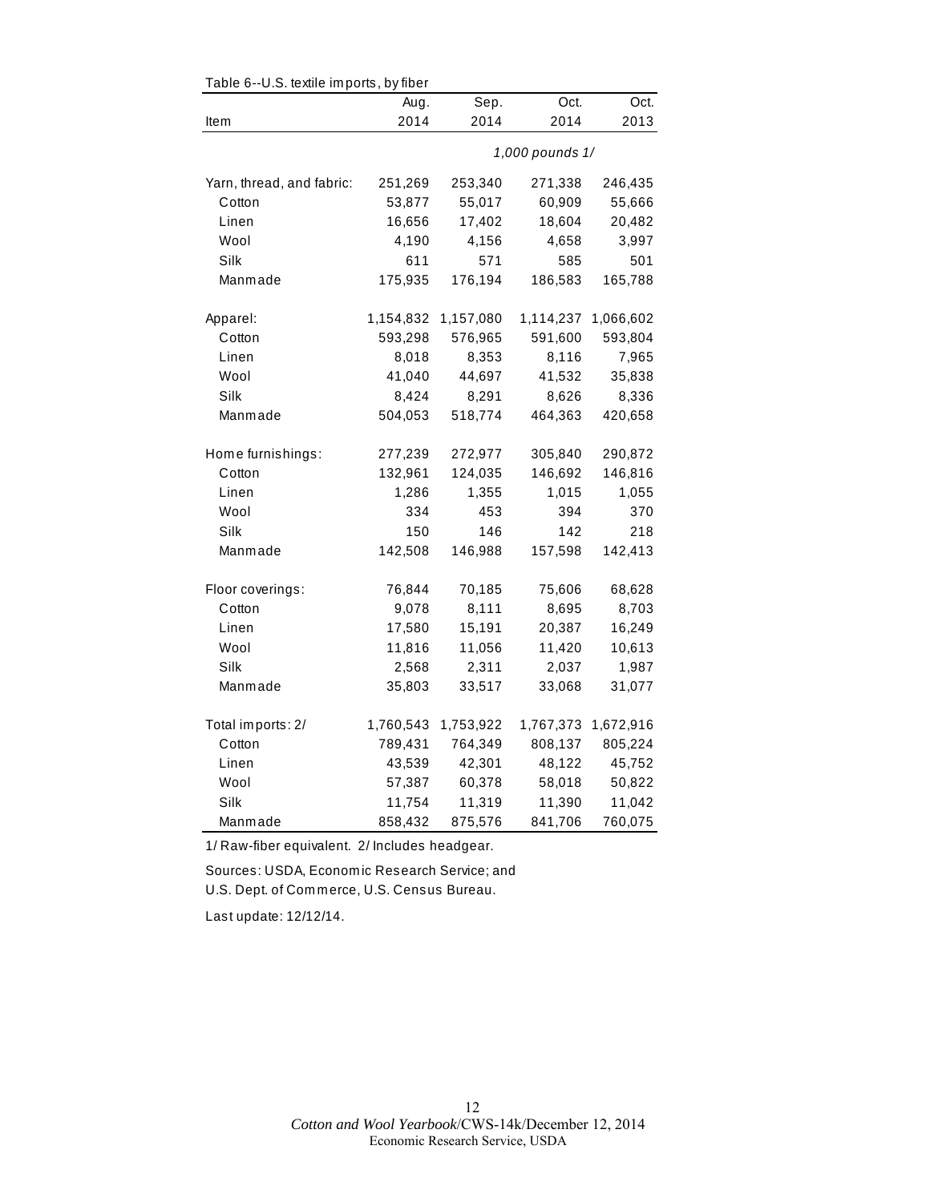Table 6--U.S. textile imports, by fiber

| Item | Aug. 2014 | Sep. 2014 | Oct. 2014 | Oct. 2013 |
|---|---|---|---|---|
| | | | *1,000 pounds 1/* | |
| Yarn, thread, and fabric: | 251,269 | 253,340 | 271,338 | 246,435 |
| Cotton | 53,877 | 55,017 | 60,909 | 55,666 |
| Linen | 16,656 | 17,402 | 18,604 | 20,482 |
| Wool | 4,190 | 4,156 | 4,658 | 3,997 |
| Silk | 611 | 571 | 585 | 501 |
| Manmade | 175,935 | 176,194 | 186,583 | 165,788 |
| Apparel: | 1,154,832 | 1,157,080 | 1,114,237 | 1,066,602 |
| Cotton | 593,298 | 576,965 | 591,600 | 593,804 |
| Linen | 8,018 | 8,353 | 8,116 | 7,965 |
| Wool | 41,040 | 44,697 | 41,532 | 35,838 |
| Silk | 8,424 | 8,291 | 8,626 | 8,336 |
| Manmade | 504,053 | 518,774 | 464,363 | 420,658 |
| Home furnishings: | 277,239 | 272,977 | 305,840 | 290,872 |
| Cotton | 132,961 | 124,035 | 146,692 | 146,816 |
| Linen | 1,286 | 1,355 | 1,015 | 1,055 |
| Wool | 334 | 453 | 394 | 370 |
| Silk | 150 | 146 | 142 | 218 |
| Manmade | 142,508 | 146,988 | 157,598 | 142,413 |
| Floor coverings: | 76,844 | 70,185 | 75,606 | 68,628 |
| Cotton | 9,078 | 8,111 | 8,695 | 8,703 |
| Linen | 17,580 | 15,191 | 20,387 | 16,249 |
| Wool | 11,816 | 11,056 | 11,420 | 10,613 |
| Silk | 2,568 | 2,311 | 2,037 | 1,987 |
| Manmade | 35,803 | 33,517 | 33,068 | 31,077 |
| Total imports: 2/ | 1,760,543 | 1,753,922 | 1,767,373 | 1,672,916 |
| Cotton | 789,431 | 764,349 | 808,137 | 805,224 |
| Linen | 43,539 | 42,301 | 48,122 | 45,752 |
| Wool | 57,387 | 60,378 | 58,018 | 50,822 |
| Silk | 11,754 | 11,319 | 11,390 | 11,042 |
| Manmade | 858,432 | 875,576 | 841,706 | 760,075 |

1/ Raw-fiber equivalent. 2/ Includes headgear.

Sources: USDA, Economic Research Service; and U.S. Dept. of Commerce, U.S. Census Bureau.

Last update: 12/12/14.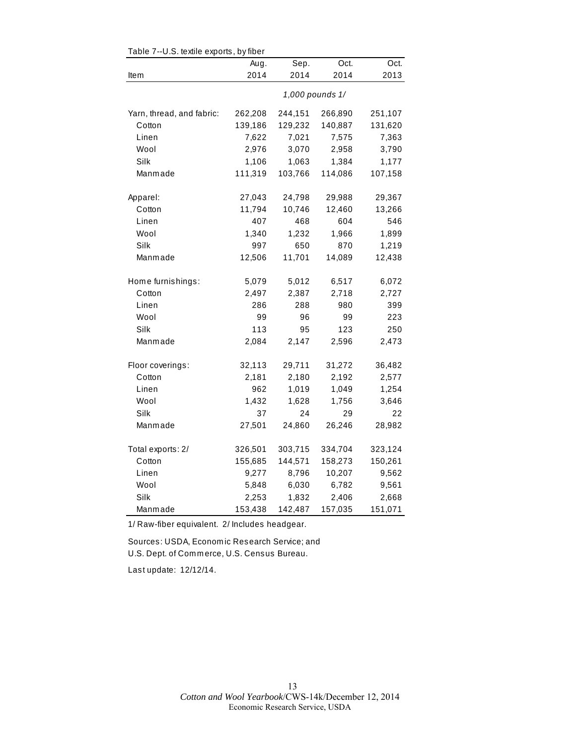Table 7--U.S. textile exports, by fiber

| Item | Aug. 2014 | Sep. 2014 | Oct. 2014 | Oct. 2013 |
|---|---|---|---|---|
| | *1,000 pounds 1/* | | | |
| Yarn, thread, and fabric: | 262,208 | 244,151 | 266,890 | 251,107 |
| Cotton | 139,186 | 129,232 | 140,887 | 131,620 |
| Linen | 7,622 | 7,021 | 7,575 | 7,363 |
| Wool | 2,976 | 3,070 | 2,958 | 3,790 |
| Silk | 1,106 | 1,063 | 1,384 | 1,177 |
| Manmade | 111,319 | 103,766 | 114,086 | 107,158 |
| Apparel: | 27,043 | 24,798 | 29,988 | 29,367 |
| Cotton | 11,794 | 10,746 | 12,460 | 13,266 |
| Linen | 407 | 468 | 604 | 546 |
| Wool | 1,340 | 1,232 | 1,966 | 1,899 |
| Silk | 997 | 650 | 870 | 1,219 |
| Manmade | 12,506 | 11,701 | 14,089 | 12,438 |
| Home furnishings: | 5,079 | 5,012 | 6,517 | 6,072 |
| Cotton | 2,497 | 2,387 | 2,718 | 2,727 |
| Linen | 286 | 288 | 980 | 399 |
| Wool | 99 | 96 | 99 | 223 |
| Silk | 113 | 95 | 123 | 250 |
| Manmade | 2,084 | 2,147 | 2,596 | 2,473 |
| Floor coverings: | 32,113 | 29,711 | 31,272 | 36,482 |
| Cotton | 2,181 | 2,180 | 2,192 | 2,577 |
| Linen | 962 | 1,019 | 1,049 | 1,254 |
| Wool | 1,432 | 1,628 | 1,756 | 3,646 |
| Silk | 37 | 24 | 29 | 22 |
| Manmade | 27,501 | 24,860 | 26,246 | 28,982 |
| Total exports: 2/ | 326,501 | 303,715 | 334,704 | 323,124 |
| Cotton | 155,685 | 144,571 | 158,273 | 150,261 |
| Linen | 9,277 | 8,796 | 10,207 | 9,562 |
| Wool | 5,848 | 6,030 | 6,782 | 9,561 |
| Silk | 2,253 | 1,832 | 2,406 | 2,668 |
| Manmade | 153,438 | 142,487 | 157,035 | 151,071 |

1/ Raw-fiber equivalent. 2/ Includes headgear.

Sources: USDA, Economic Research Service; and U.S. Dept. of Commerce, U.S. Census Bureau.

Last update: 12/12/14.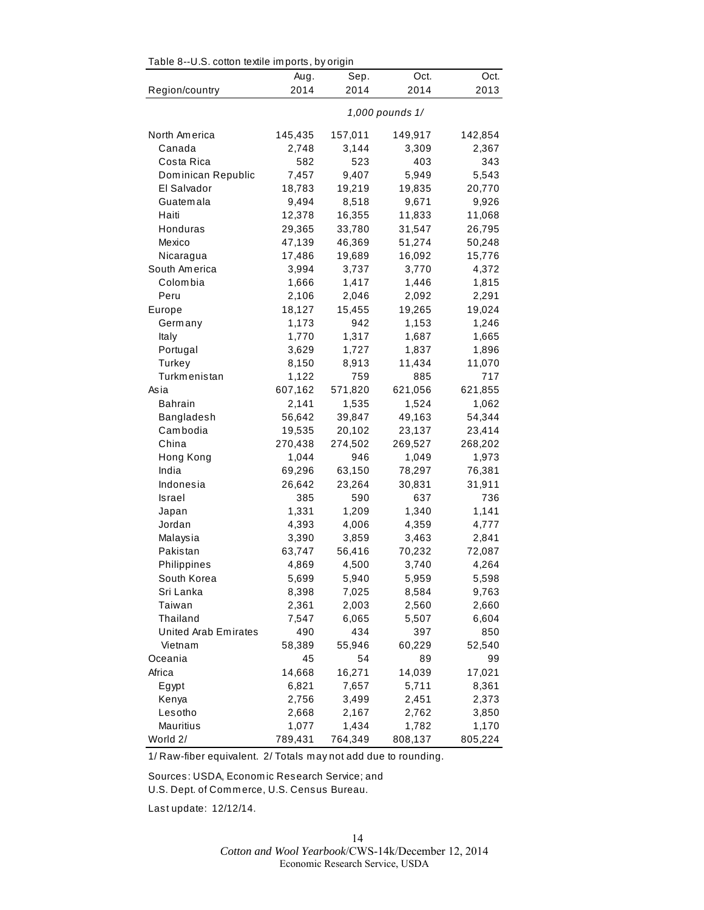Table 8--U.S. cotton textile imports, by origin

| Region/country | Aug. 2014 | Sep. 2014 | Oct. 2014 | Oct. 2013 |
|---|---|---|---|---|
| | 1,000 pounds 1/ | | | |
| North America | 145,435 | 157,011 | 149,917 | 142,854 |
| Canada | 2,748 | 3,144 | 3,309 | 2,367 |
| Costa Rica | 582 | 523 | 403 | 343 |
| Dominican Republic | 7,457 | 9,407 | 5,949 | 5,543 |
| El Salvador | 18,783 | 19,219 | 19,835 | 20,770 |
| Guatemala | 9,494 | 8,518 | 9,671 | 9,926 |
| Haiti | 12,378 | 16,355 | 11,833 | 11,068 |
| Honduras | 29,365 | 33,780 | 31,547 | 26,795 |
| Mexico | 47,139 | 46,369 | 51,274 | 50,248 |
| Nicaragua | 17,486 | 19,689 | 16,092 | 15,776 |
| South America | 3,994 | 3,737 | 3,770 | 4,372 |
| Colombia | 1,666 | 1,417 | 1,446 | 1,815 |
| Peru | 2,106 | 2,046 | 2,092 | 2,291 |
| Europe | 18,127 | 15,455 | 19,265 | 19,024 |
| Germany | 1,173 | 942 | 1,153 | 1,246 |
| Italy | 1,770 | 1,317 | 1,687 | 1,665 |
| Portugal | 3,629 | 1,727 | 1,837 | 1,896 |
| Turkey | 8,150 | 8,913 | 11,434 | 11,070 |
| Turkmenistan | 1,122 | 759 | 885 | 717 |
| Asia | 607,162 | 571,820 | 621,056 | 621,855 |
| Bahrain | 2,141 | 1,535 | 1,524 | 1,062 |
| Bangladesh | 56,642 | 39,847 | 49,163 | 54,344 |
| Cambodia | 19,535 | 20,102 | 23,137 | 23,414 |
| China | 270,438 | 274,502 | 269,527 | 268,202 |
| Hong Kong | 1,044 | 946 | 1,049 | 1,973 |
| India | 69,296 | 63,150 | 78,297 | 76,381 |
| Indonesia | 26,642 | 23,264 | 30,831 | 31,911 |
| Israel | 385 | 590 | 637 | 736 |
| Japan | 1,331 | 1,209 | 1,340 | 1,141 |
| Jordan | 4,393 | 4,006 | 4,359 | 4,777 |
| Malaysia | 3,390 | 3,859 | 3,463 | 2,841 |
| Pakistan | 63,747 | 56,416 | 70,232 | 72,087 |
| Philippines | 4,869 | 4,500 | 3,740 | 4,264 |
| South Korea | 5,699 | 5,940 | 5,959 | 5,598 |
| Sri Lanka | 8,398 | 7,025 | 8,584 | 9,763 |
| Taiwan | 2,361 | 2,003 | 2,560 | 2,660 |
| Thailand | 7,547 | 6,065 | 5,507 | 6,604 |
| United Arab Emirates | 490 | 434 | 397 | 850 |
| Vietnam | 58,389 | 55,946 | 60,229 | 52,540 |
| Oceania | 45 | 54 | 89 | 99 |
| Africa | 14,668 | 16,271 | 14,039 | 17,021 |
| Egypt | 6,821 | 7,657 | 5,711 | 8,361 |
| Kenya | 2,756 | 3,499 | 2,451 | 2,373 |
| Lesotho | 2,668 | 2,167 | 2,762 | 3,850 |
| Mauritius | 1,077 | 1,434 | 1,782 | 1,170 |
| World 2/ | 789,431 | 764,349 | 808,137 | 805,224 |

1/ Raw-fiber equivalent. 2/ Totals may not add due to rounding.

Sources: USDA, Economic Research Service; and
U.S. Dept. of Commerce, U.S. Census Bureau.

Last update: 12/12/14.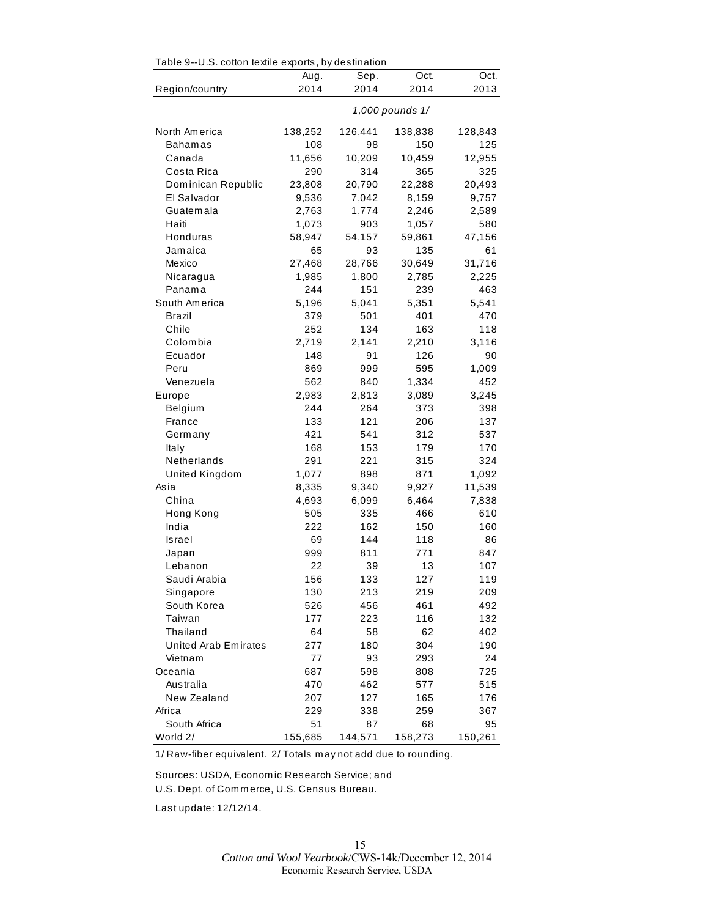Table 9--U.S. cotton textile exports, by destination

| Region/country | Aug. 2014 | Sep. 2014 | Oct. 2014 | Oct. 2013 |
|---|---|---|---|---|
| | | *1,000 pounds 1/* | | |
| North America | 138,252 | 126,441 | 138,838 | 128,843 |
| Bahamas | 108 | 98 | 150 | 125 |
| Canada | 11,656 | 10,209 | 10,459 | 12,955 |
| Costa Rica | 290 | 314 | 365 | 325 |
| Dominican Republic | 23,808 | 20,790 | 22,288 | 20,493 |
| El Salvador | 9,536 | 7,042 | 8,159 | 9,757 |
| Guatemala | 2,763 | 1,774 | 2,246 | 2,589 |
| Haiti | 1,073 | 903 | 1,057 | 580 |
| Honduras | 58,947 | 54,157 | 59,861 | 47,156 |
| Jamaica | 65 | 93 | 135 | 61 |
| Mexico | 27,468 | 28,766 | 30,649 | 31,716 |
| Nicaragua | 1,985 | 1,800 | 2,785 | 2,225 |
| Panama | 244 | 151 | 239 | 463 |
| South America | 5,196 | 5,041 | 5,351 | 5,541 |
| Brazil | 379 | 501 | 401 | 470 |
| Chile | 252 | 134 | 163 | 118 |
| Colombia | 2,719 | 2,141 | 2,210 | 3,116 |
| Ecuador | 148 | 91 | 126 | 90 |
| Peru | 869 | 999 | 595 | 1,009 |
| Venezuela | 562 | 840 | 1,334 | 452 |
| Europe | 2,983 | 2,813 | 3,089 | 3,245 |
| Belgium | 244 | 264 | 373 | 398 |
| France | 133 | 121 | 206 | 137 |
| Germany | 421 | 541 | 312 | 537 |
| Italy | 168 | 153 | 179 | 170 |
| Netherlands | 291 | 221 | 315 | 324 |
| United Kingdom | 1,077 | 898 | 871 | 1,092 |
| Asia | 8,335 | 9,340 | 9,927 | 11,539 |
| China | 4,693 | 6,099 | 6,464 | 7,838 |
| Hong Kong | 505 | 335 | 466 | 610 |
| India | 222 | 162 | 150 | 160 |
| Israel | 69 | 144 | 118 | 86 |
| Japan | 999 | 811 | 771 | 847 |
| Lebanon | 22 | 39 | 13 | 107 |
| Saudi Arabia | 156 | 133 | 127 | 119 |
| Singapore | 130 | 213 | 219 | 209 |
| South Korea | 526 | 456 | 461 | 492 |
| Taiwan | 177 | 223 | 116 | 132 |
| Thailand | 64 | 58 | 62 | 402 |
| United Arab Emirates | 277 | 180 | 304 | 190 |
| Vietnam | 77 | 93 | 293 | 24 |
| Oceania | 687 | 598 | 808 | 725 |
| Australia | 470 | 462 | 577 | 515 |
| New Zealand | 207 | 127 | 165 | 176 |
| Africa | 229 | 338 | 259 | 367 |
| South Africa | 51 | 87 | 68 | 95 |
| World 2/ | 155,685 | 144,571 | 158,273 | 150,261 |

1/ Raw-fiber equivalent. 2/ Totals may not add due to rounding.

Sources: USDA, Economic Research Service; and U.S. Dept. of Commerce, U.S. Census Bureau.

Last update: 12/12/14.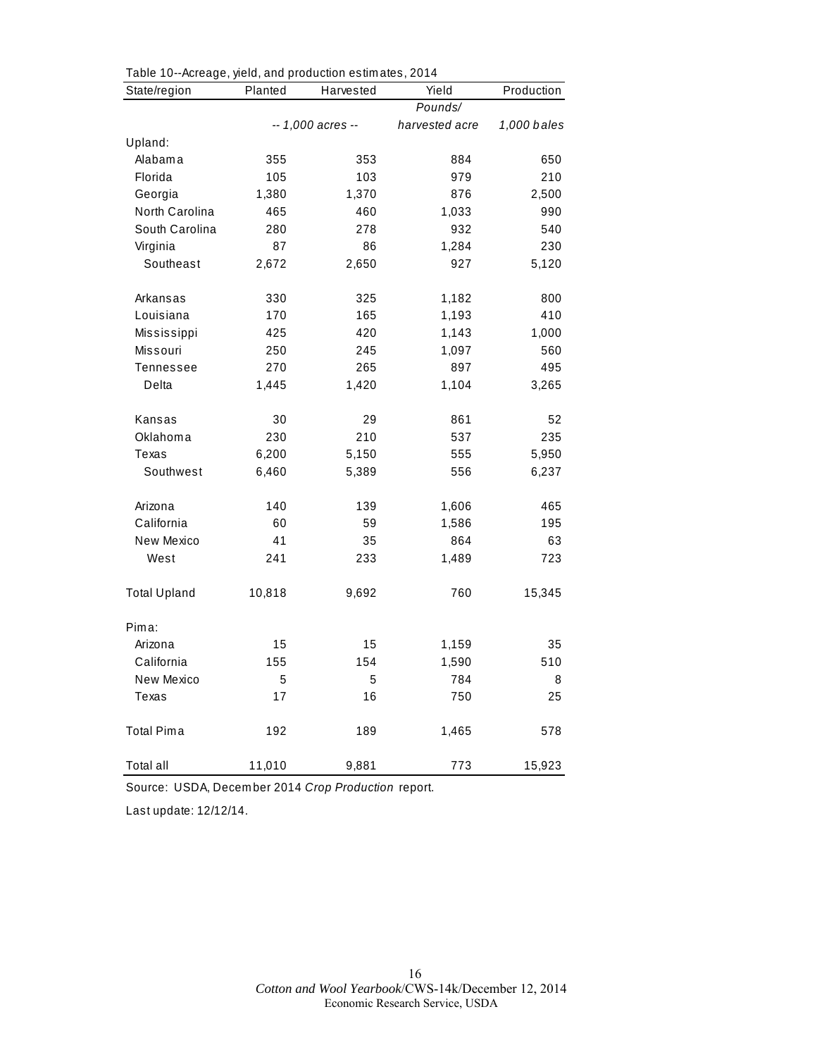Table 10--Acreage, yield, and production estimates, 2014

| State/region | Planted | Harvested | Yield | Production |
|---|---|---|---|---|
| | | | Pounds/ | |
| | -- 1,000 acres -- | | harvested acre | 1,000 bales |
| Upland: | | | | |
| Alabama | 355 | 353 | 884 | 650 |
| Florida | 105 | 103 | 979 | 210 |
| Georgia | 1,380 | 1,370 | 876 | 2,500 |
| North Carolina | 465 | 460 | 1,033 | 990 |
| South Carolina | 280 | 278 | 932 | 540 |
| Virginia | 87 | 86 | 1,284 | 230 |
| Southeast | 2,672 | 2,650 | 927 | 5,120 |
| | | | | |
| Arkansas | 330 | 325 | 1,182 | 800 |
| Louisiana | 170 | 165 | 1,193 | 410 |
| Mississippi | 425 | 420 | 1,143 | 1,000 |
| Missouri | 250 | 245 | 1,097 | 560 |
| Tennessee | 270 | 265 | 897 | 495 |
| Delta | 1,445 | 1,420 | 1,104 | 3,265 |
| | | | | |
| Kansas | 30 | 29 | 861 | 52 |
| Oklahoma | 230 | 210 | 537 | 235 |
| Texas | 6,200 | 5,150 | 555 | 5,950 |
| Southwest | 6,460 | 5,389 | 556 | 6,237 |
| | | | | |
| Arizona | 140 | 139 | 1,606 | 465 |
| California | 60 | 59 | 1,586 | 195 |
| New Mexico | 41 | 35 | 864 | 63 |
| West | 241 | 233 | 1,489 | 723 |
| | | | | |
| Total Upland | 10,818 | 9,692 | 760 | 15,345 |
| | | | | |
| Pima: | | | | |
| Arizona | 15 | 15 | 1,159 | 35 |
| California | 155 | 154 | 1,590 | 510 |
| New Mexico | 5 | 5 | 784 | 8 |
| Texas | 17 | 16 | 750 | 25 |
| | | | | |
| Total Pima | 192 | 189 | 1,465 | 578 |
| | | | | |
| Total all | 11,010 | 9,881 | 773 | 15,923 |

Source: USDA, December 2014 *Crop Production* report.

Last update: 12/12/14.